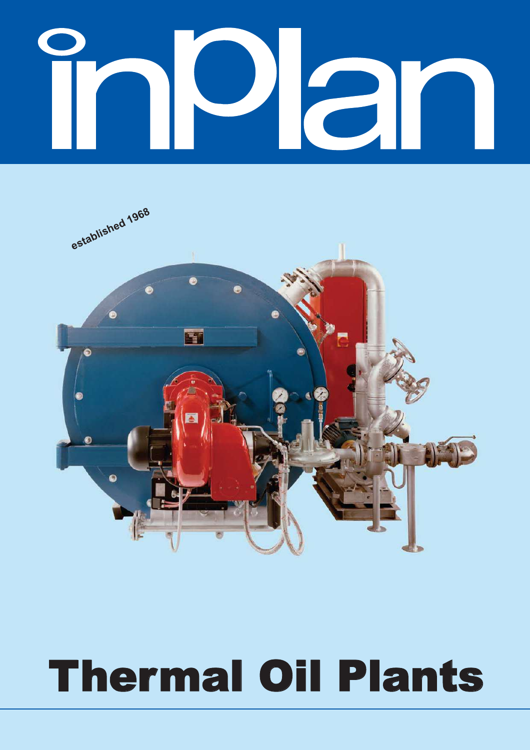# inPlan

*established 1968*

# Thermal Oil Plants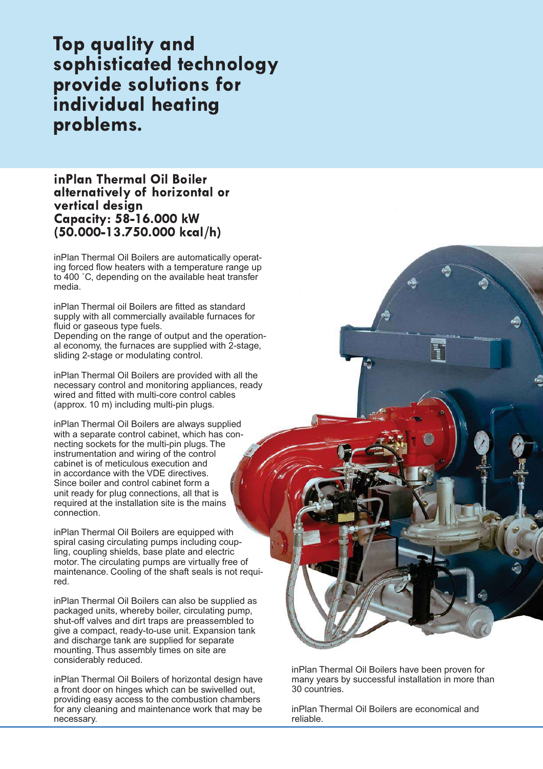# Top quality and sophisticated technology provide solutions for individual heating problems.

## inPlan Thermal Oil Boiler alternatively of horizontal or vertical design Capacity: 58-16.000 kW (50.000-13.750.000 kcal/h)

inPlan Thermal Oil Boilers are automatically operating forced flow heaters with a temperature range up to 400 ˚C, depending on the available heat transfer media.

inPlan Thermal oil Boilers are fitted as standard supply with all commercially available furnaces for fluid or gaseous type fuels.
Depending on the range of output and the operational economy, the furnaces are supplied with 2-stage, sliding 2-stage or modulating control.

inPlan Thermal Oil Boilers are provided with all the necessary control and monitoring appliances, ready wired and fitted with multi-core control cables (approx. 10 m) including multi-pin plugs.

inPlan Thermal Oil Boilers are always supplied with a separate control cabinet, which has connecting sockets for the multi-pin plugs. The instrumentation and wiring of the control cabinet is of meticulous execution and in accordance with the VDE directives. Since boiler and control cabinet form a unit ready for plug connections, all that is required at the installation site is the mains connection.

inPlan Thermal Oil Boilers are equipped with spiral casing circulating pumps including coupling, coupling shields, base plate and electric motor. The circulating pumps are virtually free of maintenance. Cooling of the shaft seals is not required.

inPlan Thermal Oil Boilers can also be supplied as packaged units, whereby boiler, circulating pump, shut-off valves and dirt traps are preassembled to give a compact, ready-to-use unit. Expansion tank and discharge tank are supplied for separate mounting. Thus assembly times on site are considerably reduced.

inPlan Thermal Oil Boilers of horizontal design have a front door on hinges which can be swivelled out, providing easy access to the combustion chambers for any cleaning and maintenance work that may be necessary.

inPlan Thermal Oil Boilers have been proven for many years by successful installation in more than 30 countries.

inPlan Thermal Oil Boilers are economical and reliable.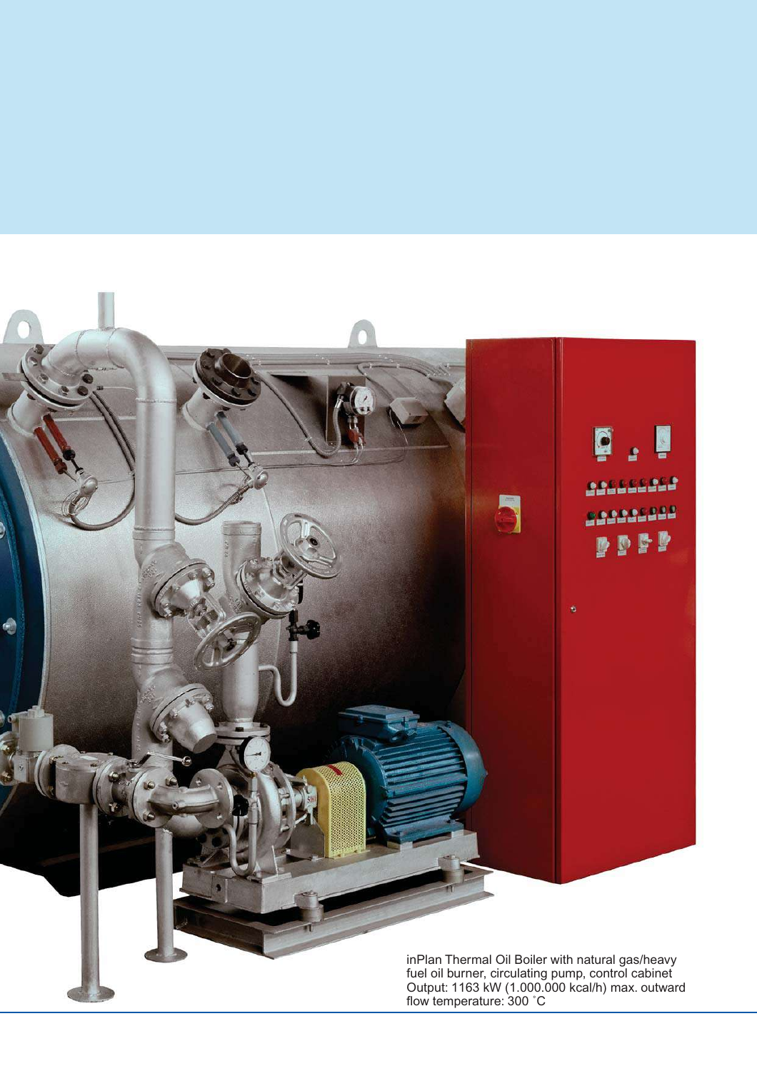inPlan Thermal Oil Boiler with natural gas/heavy fuel oil burner, circulating pump, control cabinet
Output: 1163 kW (1.000.000 kcal/h) max. outward flow temperature: 300 ˚C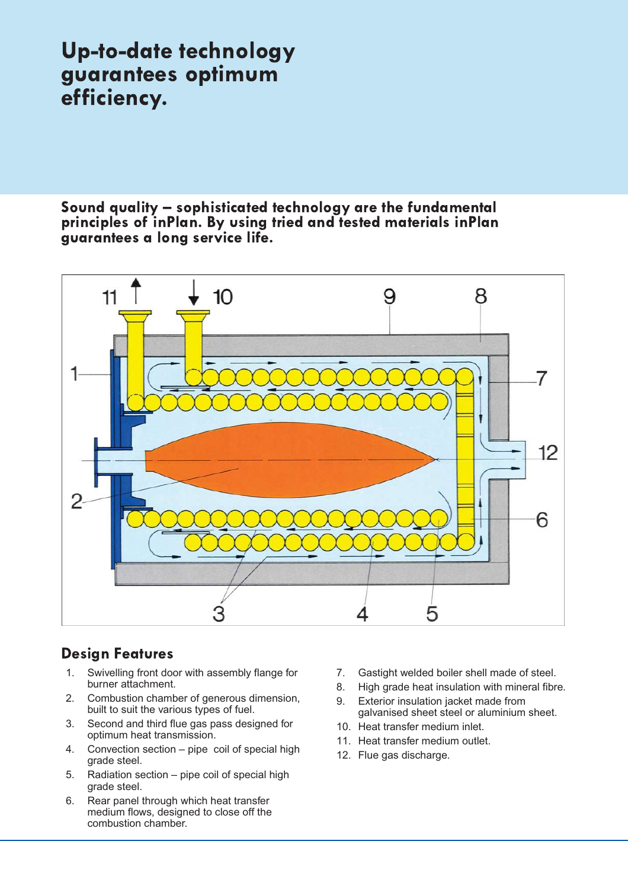# Up-to-date technology guarantees optimum efficiency.

**Sound quality – sophisticated technology are the fundamental principles of inPlan. By using tried and tested materials inPlan guarantees a long service life.**

## Design Features

1. Swivelling front door with assembly flange for burner attachment.
2. Combustion chamber of generous dimension, built to suit the various types of fuel.
3. Second and third flue gas pass designed for optimum heat transmission.
4. Convection section – pipe coil of special high grade steel.
5. Radiation section – pipe coil of special high grade steel.
6. Rear panel through which heat transfer medium flows, designed to close off the combustion chamber.
7. Gastight welded boiler shell made of steel.
8. High grade heat insulation with mineral fibre.
9. Exterior insulation jacket made from galvanised sheet steel or aluminium sheet.
10. Heat transfer medium inlet.
11. Heat transfer medium outlet.
12. Flue gas discharge.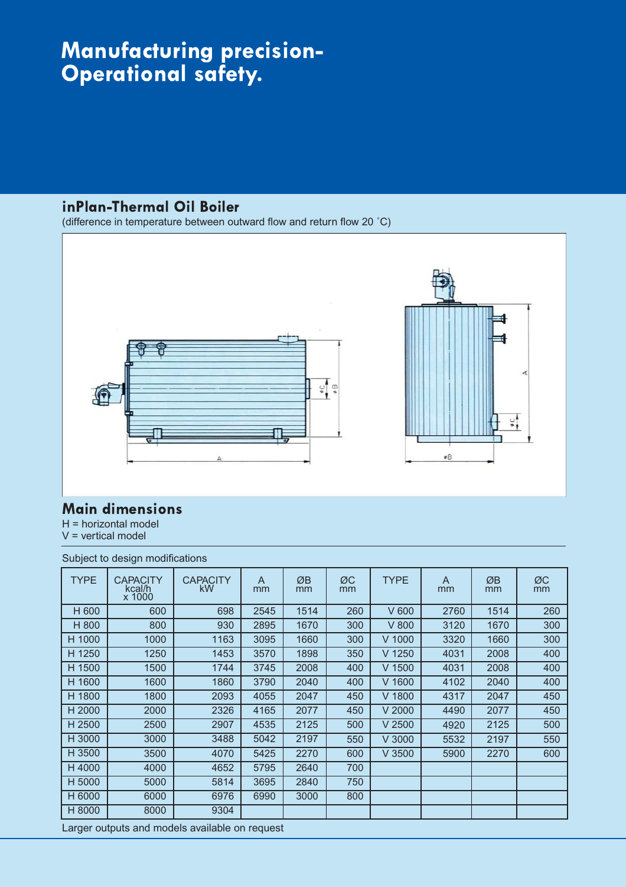# Manufacturing precision-
# Operational safety.

## inPlan-Thermal Oil Boiler

(difference in temperature between outward flow and return flow 20 ˚C)

## Main dimensions

H = horizontal model
V = vertical model

Subject to design modifications

| TYPE | CAPACITY kcal/h x 1000 | CAPACITY kW | A mm | ØB mm | ØC mm | TYPE | A mm | ØB mm | ØC mm |
|---|---|---|---|---|---|---|---|---|---|
| H 600 | 600 | 698 | 2545 | 1514 | 260 | V 600 | 2760 | 1514 | 260 |
| H 800 | 800 | 930 | 2895 | 1670 | 300 | V 800 | 3120 | 1670 | 300 |
| H 1000 | 1000 | 1163 | 3095 | 1660 | 300 | V 1000 | 3320 | 1660 | 300 |
| H 1250 | 1250 | 1453 | 3570 | 1898 | 350 | V 1250 | 4031 | 2008 | 400 |
| H 1500 | 1500 | 1744 | 3745 | 2008 | 400 | V 1500 | 4031 | 2008 | 400 |
| H 1600 | 1600 | 1860 | 3790 | 2040 | 400 | V 1600 | 4102 | 2040 | 400 |
| H 1800 | 1800 | 2093 | 4055 | 2047 | 450 | V 1800 | 4317 | 2047 | 450 |
| H 2000 | 2000 | 2326 | 4165 | 2077 | 450 | V 2000 | 4490 | 2077 | 450 |
| H 2500 | 2500 | 2907 | 4535 | 2125 | 500 | V 2500 | 4920 | 2125 | 500 |
| H 3000 | 3000 | 3488 | 5042 | 2197 | 550 | V 3000 | 5532 | 2197 | 550 |
| H 3500 | 3500 | 4070 | 5425 | 2270 | 600 | V 3500 | 5900 | 2270 | 600 |
| H 4000 | 4000 | 4652 | 5795 | 2640 | 700 | | | | |
| H 5000 | 5000 | 5814 | 3695 | 2840 | 750 | | | | |
| H 6000 | 6000 | 6976 | 6990 | 3000 | 800 | | | | |
| H 8000 | 8000 | 9304 | | | | | | | |

Larger outputs and models available on request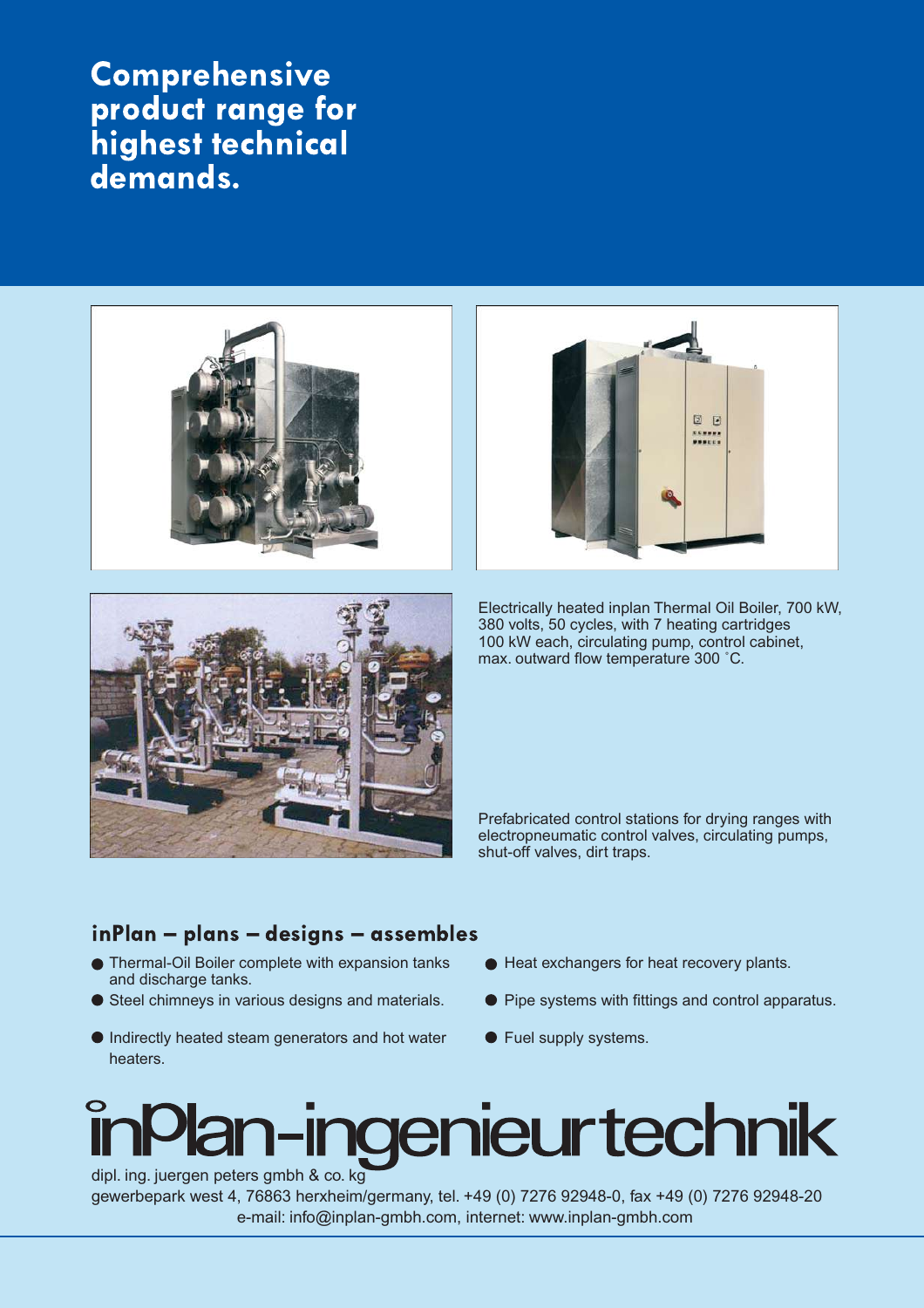# Comprehensive product range for highest technical demands.

Electrically heated inplan Thermal Oil Boiler, 700 kW, 380 volts, 50 cycles, with 7 heating cartridges 100 kW each, circulating pump, control cabinet, max. outward flow temperature 300 ˚C.

Prefabricated control stations for drying ranges with electropneumatic control valves, circulating pumps, shut-off valves, dirt traps.

## inPlan – plans – designs – assembles

- Thermal-Oil Boiler complete with expansion tanks and discharge tanks.
- Steel chimneys in various designs and materials.
- Indirectly heated steam generators and hot water heaters.
- Heat exchangers for heat recovery plants.
- Pipe systems with fittings and control apparatus.
- Fuel supply systems.

# inPlan-ingenieurtechnik

dipl. ing. juergen peters gmbh & co. kg
gewerbepark west 4, 76863 herxheim/germany, tel. +49 (0) 7276 92948-0, fax +49 (0) 7276 92948-20
e-mail: info@inplan-gmbh.com, internet: www.inplan-gmbh.com